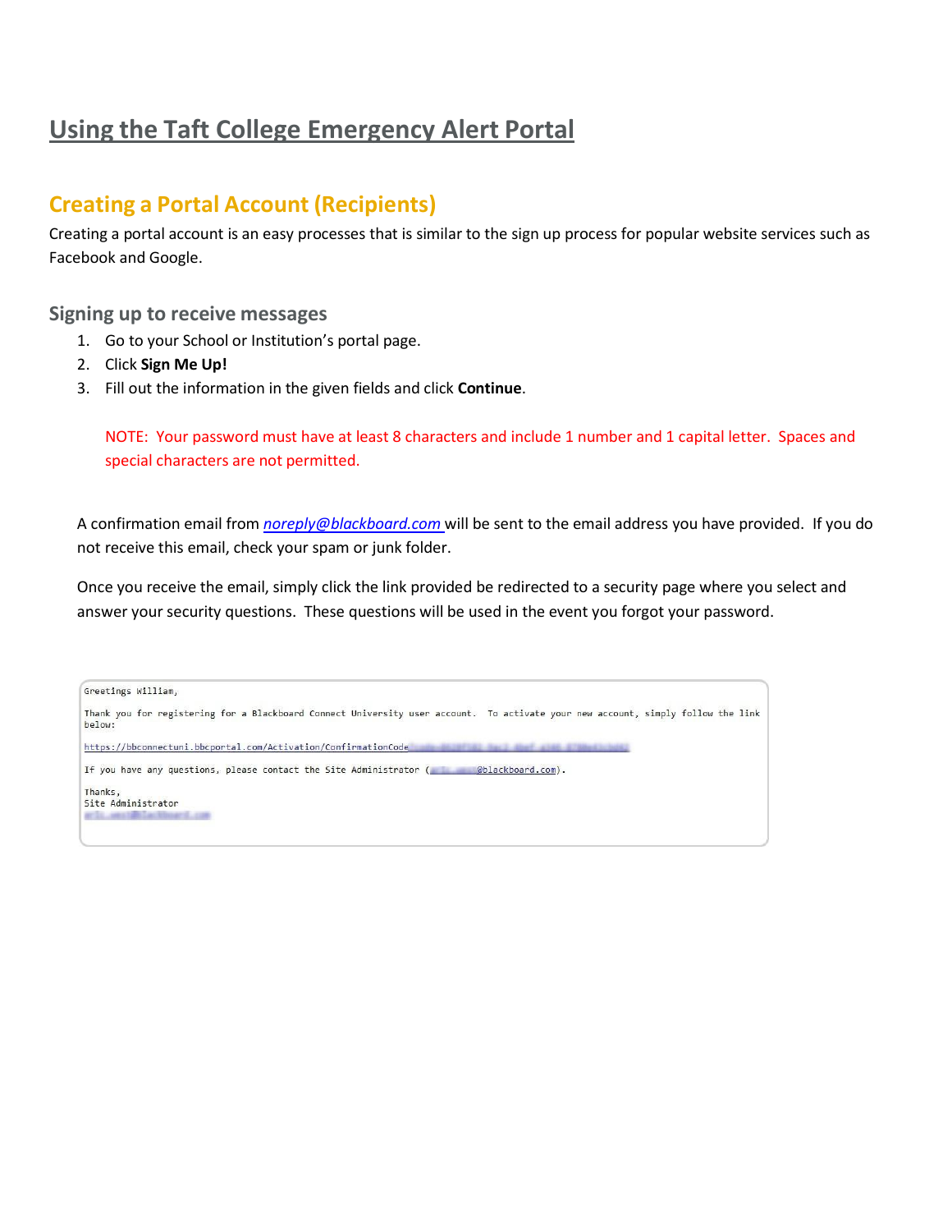# Using the Taft College Emergency Alert Portal

## Creating a Portal Account (Recipients)

Creating a portal account is an easy processes that is similar to the sign up process for popular website services such as Facebook and Google.

### Signing up to receive messages

1. Go to your School or Institution's portal page.
2. Click **Sign Me Up!**
3. Fill out the information in the given fields and click **Continue**.

   NOTE: Your password must have at least 8 characters and include 1 number and 1 capital letter. Spaces and special characters are not permitted.

A confirmation email from *noreply@blackboard.com* will be sent to the email address you have provided. If you do not receive this email, check your spam or junk folder.

Once you receive the email, simply click the link provided be redirected to a security page where you select and answer your security questions. These questions will be used in the event you forgot your password.

```
Greetings William,

Thank you for registering for a Blackboard Connect University user account. To activate your new account, simply follow the link below:

https://bbconnectuni.bbcportal.com/Activation/ConfirmationCode

If you have any questions, please contact the Site Administrator (@blackboard.com).

Thanks,
Site Administrator
```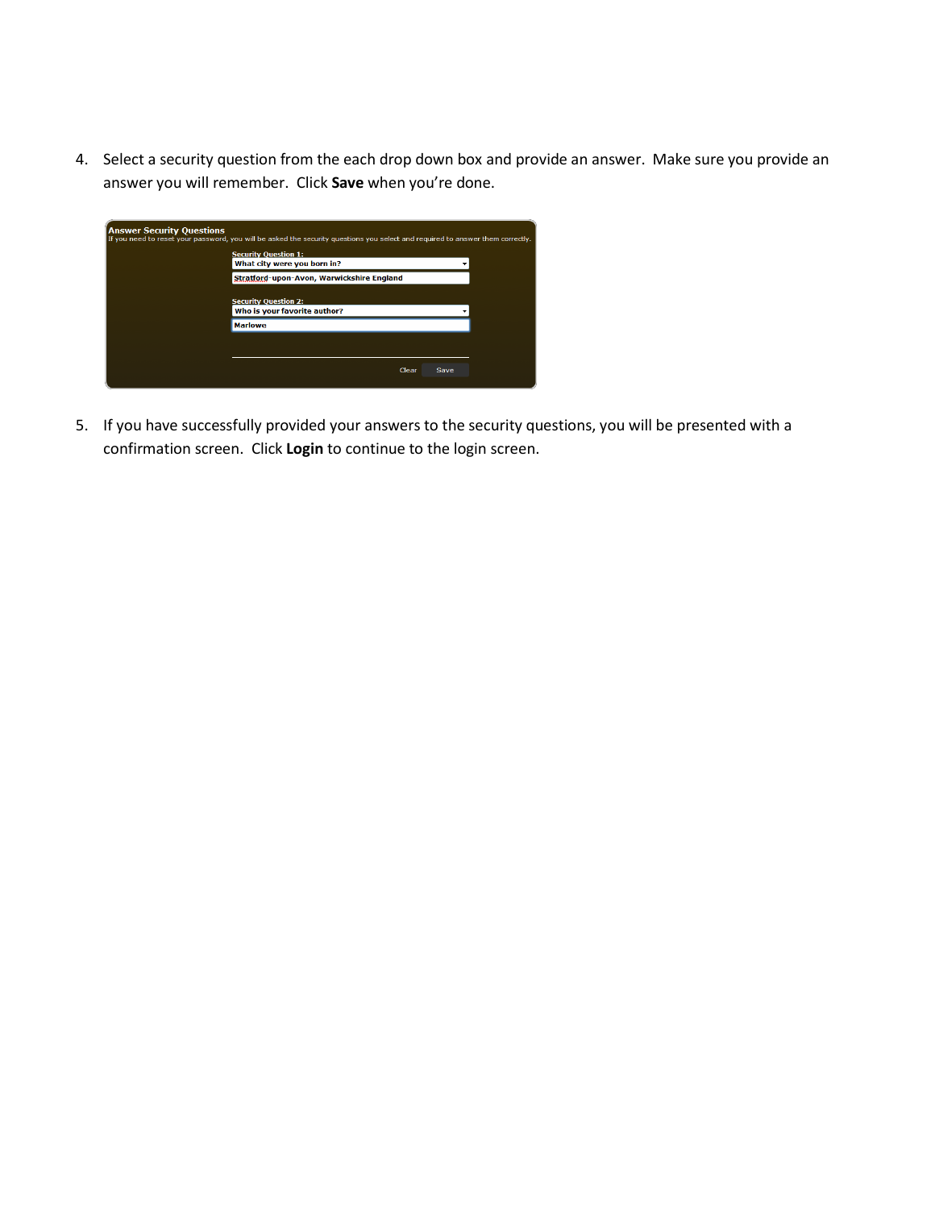4. Select a security question from the each drop down box and provide an answer. Make sure you provide an answer you will remember. Click **Save** when you're done.

5. If you have successfully provided your answers to the security questions, you will be presented with a confirmation screen. Click **Login** to continue to the login screen.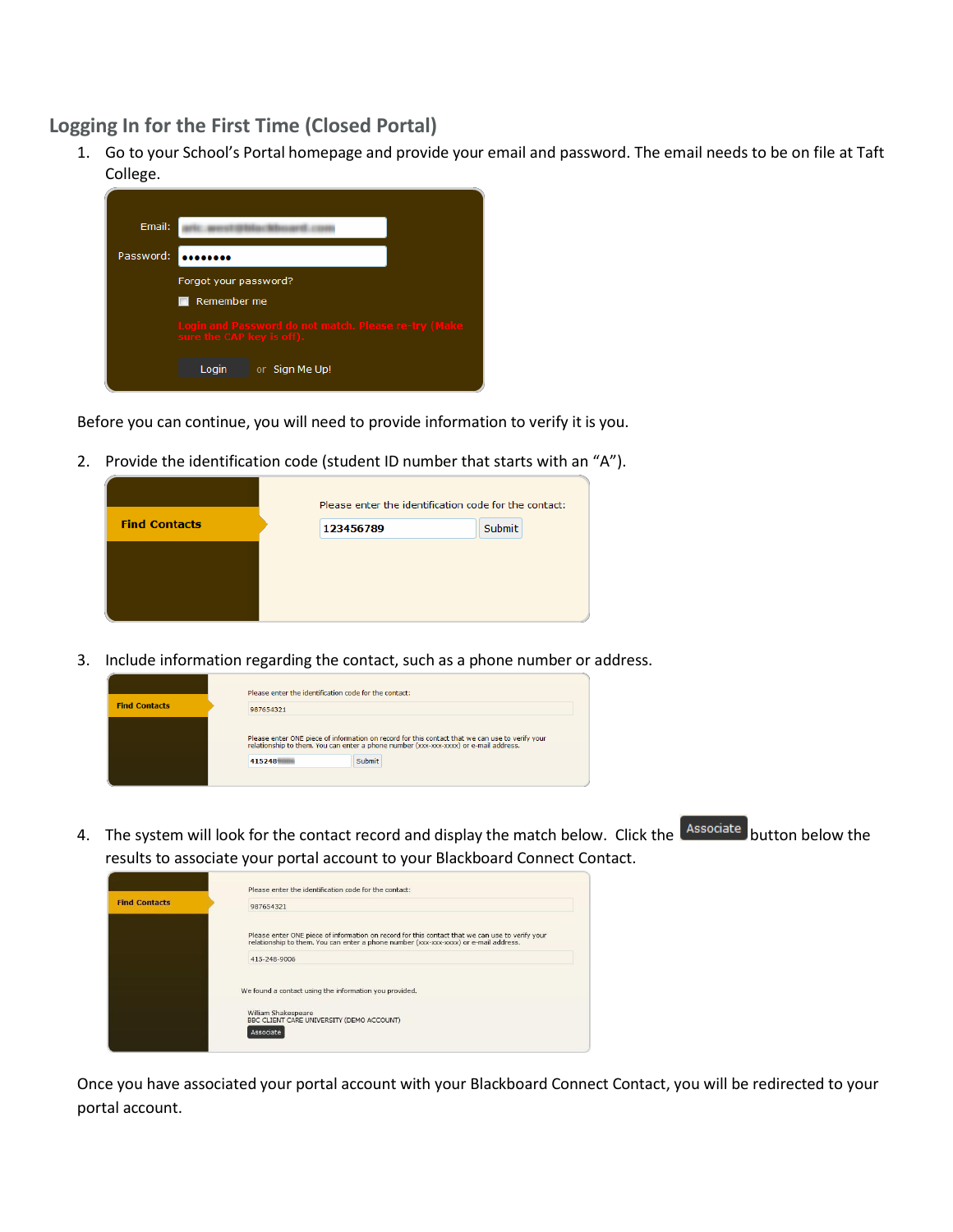## Logging In for the First Time (Closed Portal)

1. Go to your School's Portal homepage and provide your email and password. The email needs to be on file at Taft College.

Before you can continue, you will need to provide information to verify it is you.

2. Provide the identification code (student ID number that starts with an "A").

3. Include information regarding the contact, such as a phone number or address.

4. The system will look for the contact record and display the match below. Click the Associate button below the results to associate your portal account to your Blackboard Connect Contact.

Once you have associated your portal account with your Blackboard Connect Contact, you will be redirected to your portal account.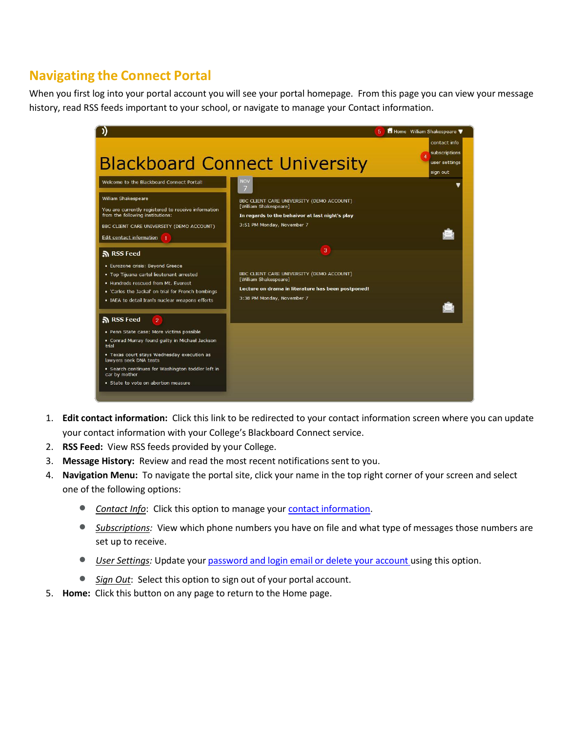## Navigating the Connect Portal

When you first log into your portal account you will see your portal homepage. From this page you can view your message history, read RSS feeds important to your school, or navigate to manage your Contact information.

1. **Edit contact information:** Click this link to be redirected to your contact information screen where you can update your contact information with your College's Blackboard Connect service.
2. **RSS Feed:** View RSS feeds provided by your College.
3. **Message History:** Review and read the most recent notifications sent to you.
4. **Navigation Menu:** To navigate the portal site, click your name in the top right corner of your screen and select one of the following options:
    - *Contact Info*: Click this option to manage your contact information.
    - *Subscriptions:* View which phone numbers you have on file and what type of messages those numbers are set up to receive.
    - *User Settings:* Update your password and login email or delete your account using this option.
    - *Sign Out*: Select this option to sign out of your portal account.
5. **Home:** Click this button on any page to return to the Home page.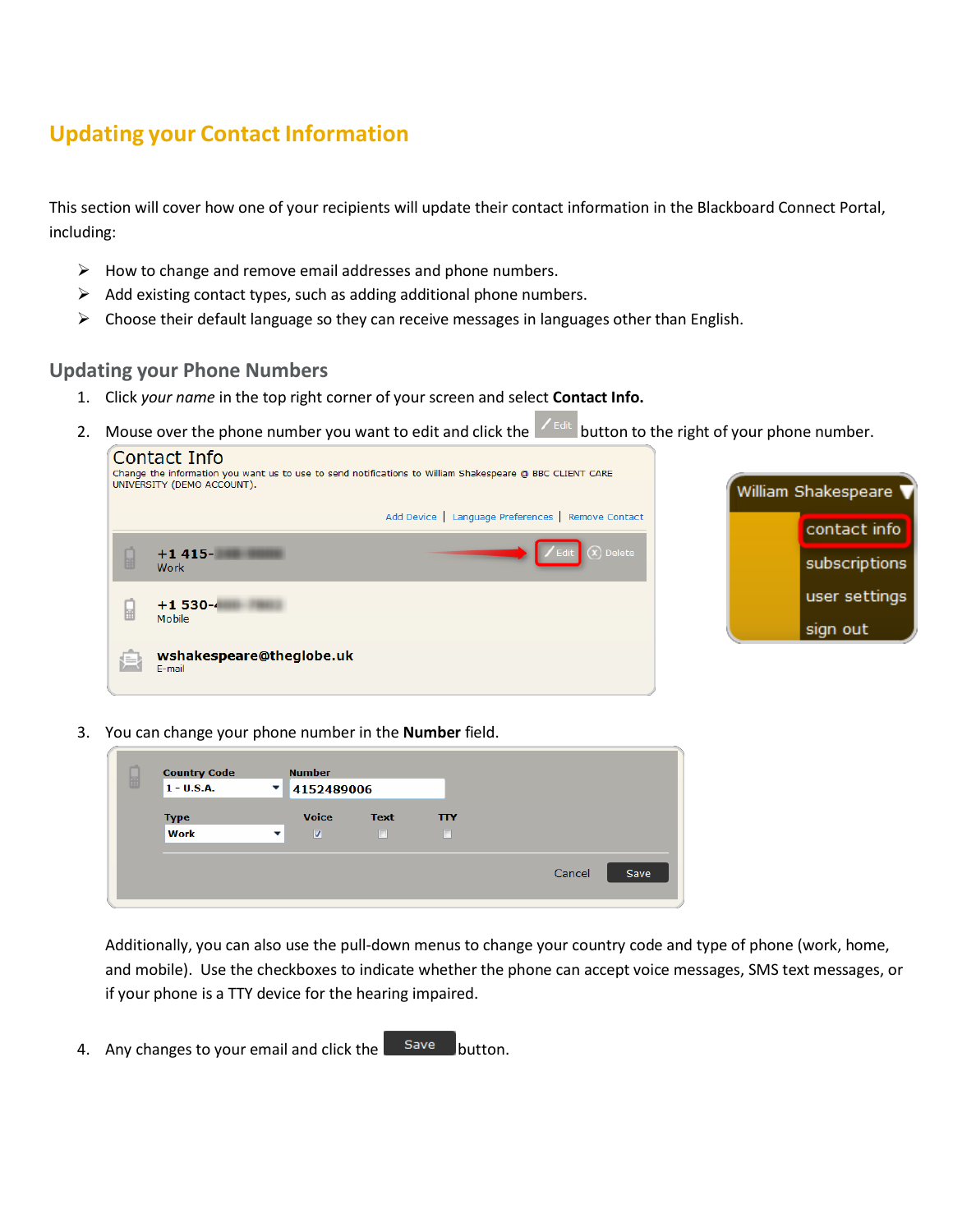# Updating your Contact Information

This section will cover how one of your recipients will update their contact information in the Blackboard Connect Portal, including:

- How to change and remove email addresses and phone numbers.
- Add existing contact types, such as adding additional phone numbers.
- Choose their default language so they can receive messages in languages other than English.

## Updating your Phone Numbers

1. Click *your name* in the top right corner of your screen and select **Contact Info.**
2. Mouse over the phone number you want to edit and click the Edit button to the right of your phone number.
3. You can change your phone number in the **Number** field.

   Additionally, you can also use the pull-down menus to change your country code and type of phone (work, home, and mobile). Use the checkboxes to indicate whether the phone can accept voice messages, SMS text messages, or if your phone is a TTY device for the hearing impaired.

4. Any changes to your email and click the Save button.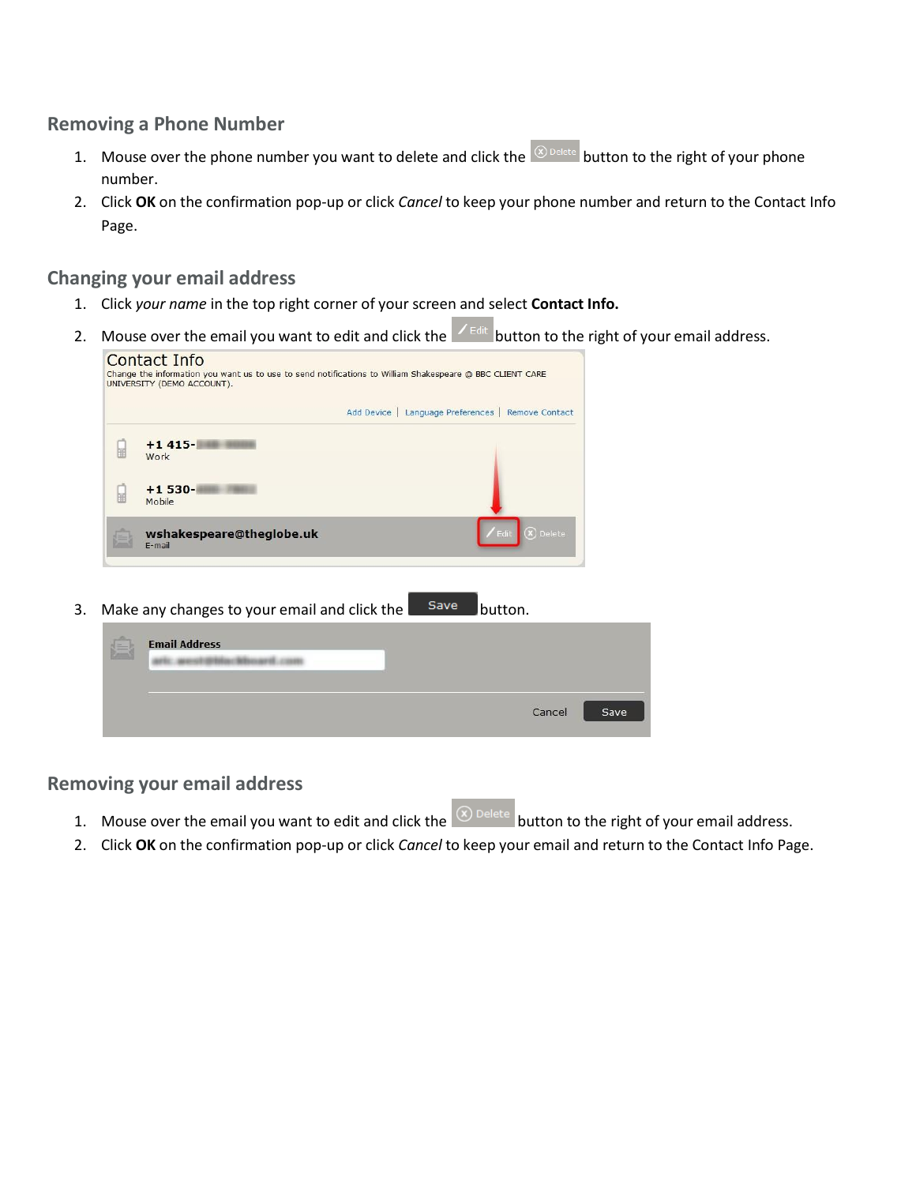## Removing a Phone Number

1. Mouse over the phone number you want to delete and click the Delete button to the right of your phone number.
2. Click **OK** on the confirmation pop-up or click *Cancel* to keep your phone number and return to the Contact Info Page.

## Changing your email address

1. Click *your name* in the top right corner of your screen and select **Contact Info.**
2. Mouse over the email you want to edit and click the Edit button to the right of your email address.
3. Make any changes to your email and click the Save button.

## Removing your email address

1. Mouse over the email you want to edit and click the Delete button to the right of your email address.
2. Click **OK** on the confirmation pop-up or click *Cancel* to keep your email and return to the Contact Info Page.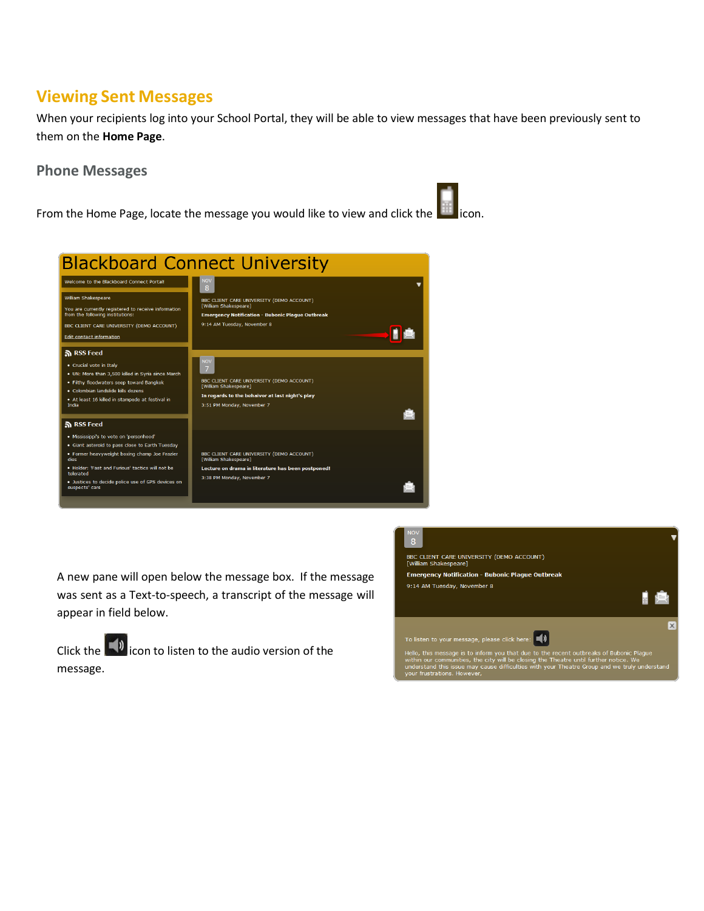## Viewing Sent Messages

When your recipients log into your School Portal, they will be able to view messages that have been previously sent to them on the **Home Page**.

### Phone Messages

From the Home Page, locate the message you would like to view and click the icon.

A new pane will open below the message box. If the message was sent as a Text-to-speech, a transcript of the message will appear in field below.

Click the icon to listen to the audio version of the message.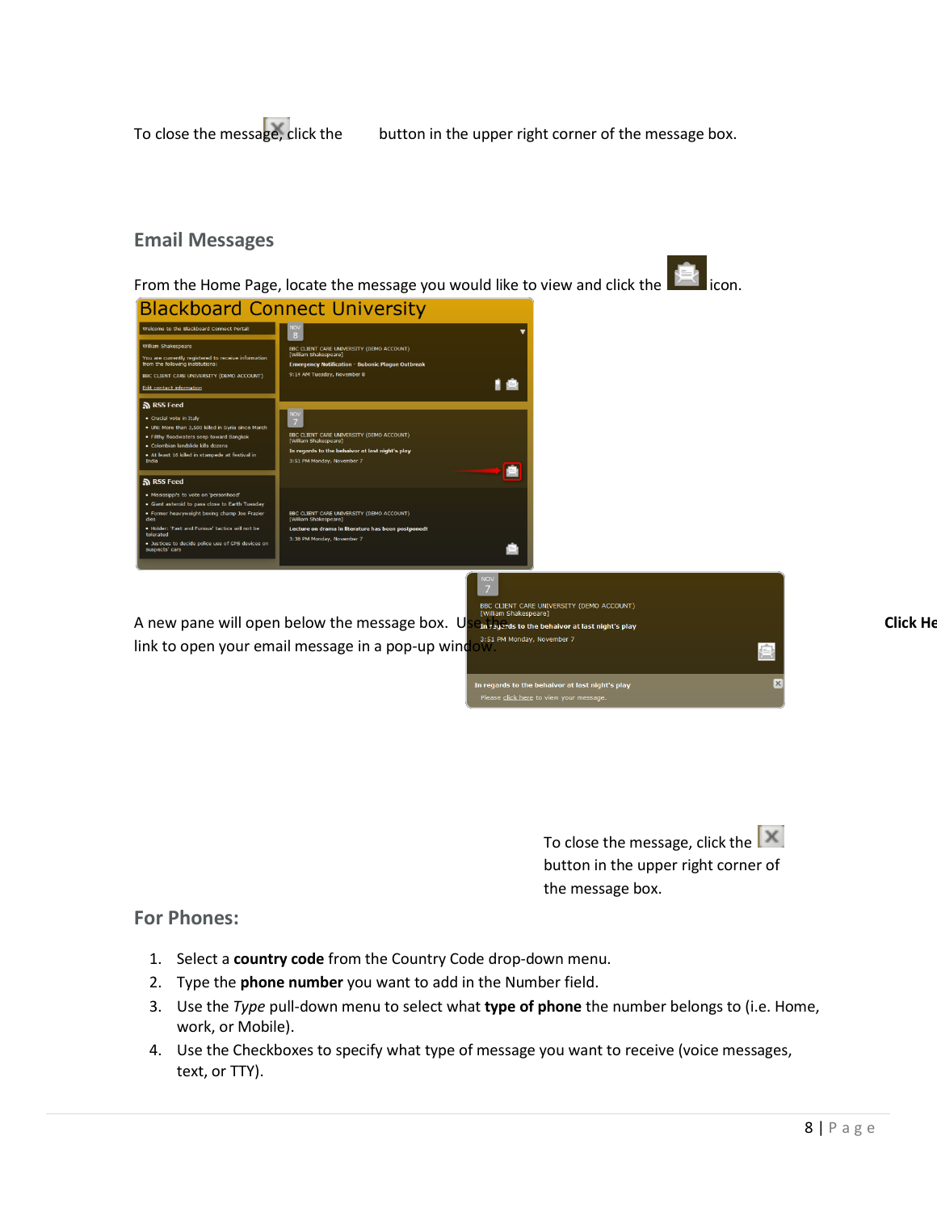To close the message, click the button in the upper right corner of the message box.

## Email Messages

From the Home Page, locate the message you would like to view and click the icon.

A new pane will open below the message box. Use the **Click Here** link to open your email message in a pop-up window.

To close the message, click the button in the upper right corner of the message box.

## For Phones:

1. Select a **country code** from the Country Code drop-down menu.
2. Type the **phone number** you want to add in the Number field.
3. Use the *Type* pull-down menu to select what **type of phone** the number belongs to (i.e. Home, work, or Mobile).
4. Use the Checkboxes to specify what type of message you want to receive (voice messages, text, or TTY).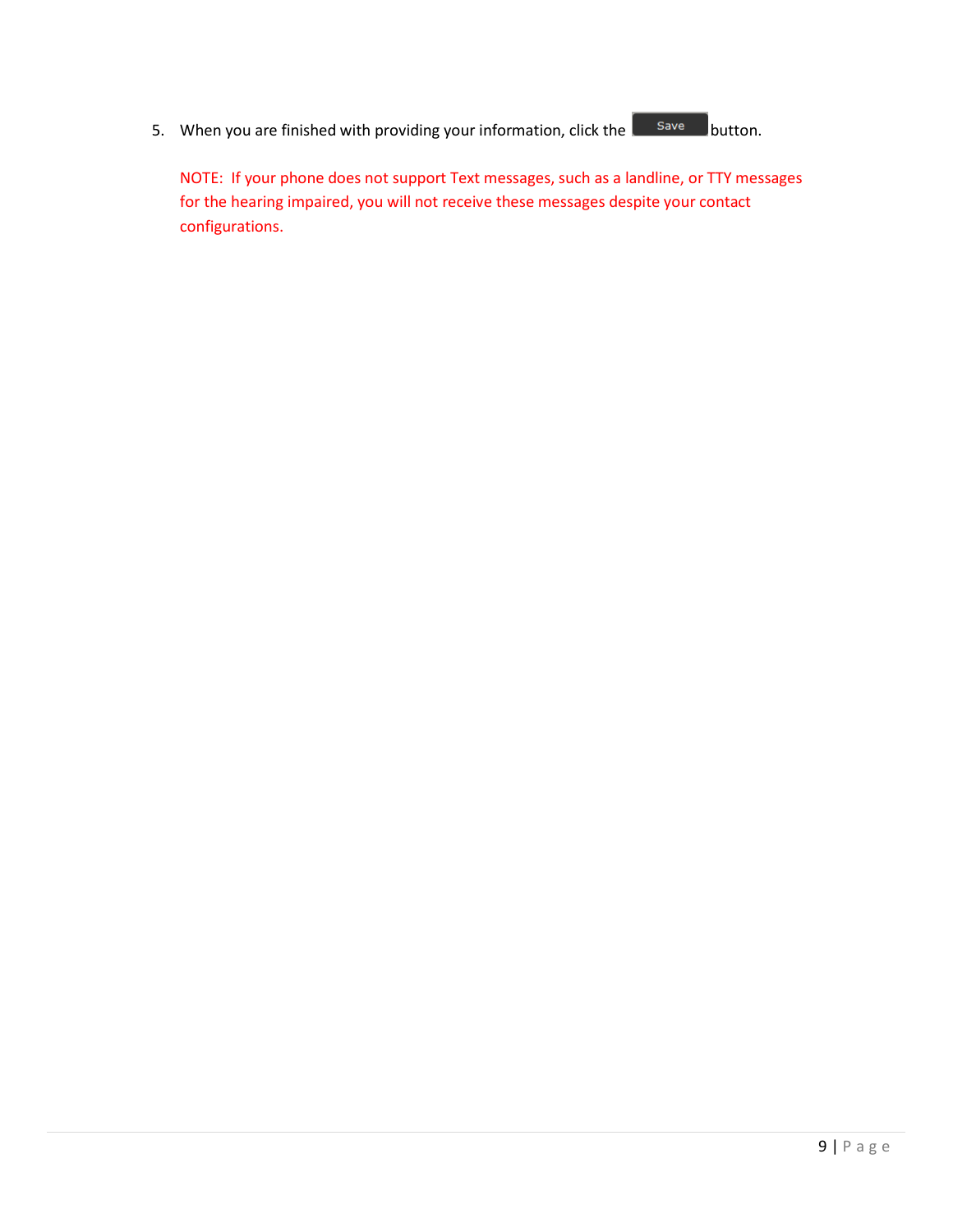5. When you are finished with providing your information, click the Save button.

   NOTE: If your phone does not support Text messages, such as a landline, or TTY messages for the hearing impaired, you will not receive these messages despite your contact configurations.